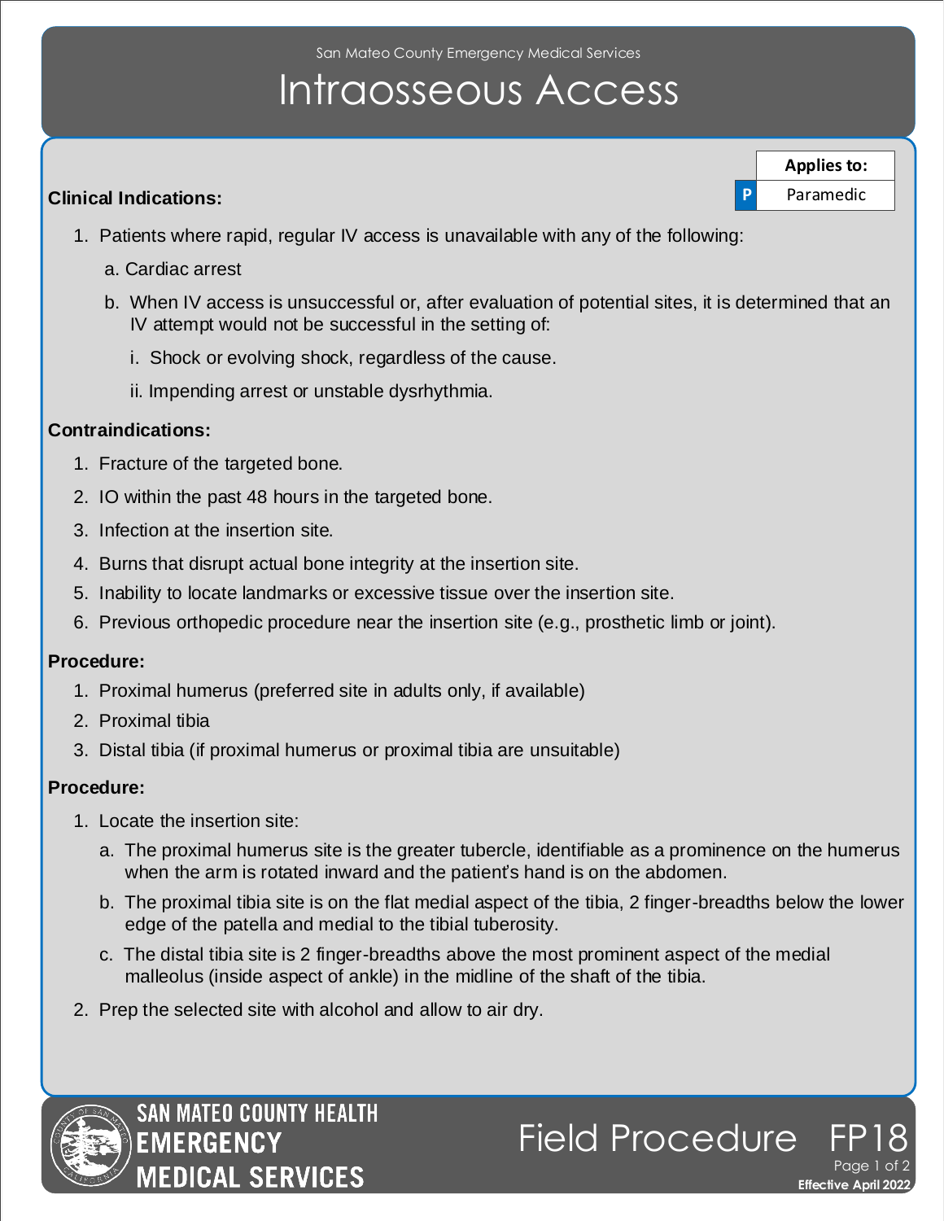San Mateo County Emergency Medical Services

# Intraosseous Access

| Applies to: | |
|---|---|
| P | Paramedic |

**Clinical Indications:**

1. Patients where rapid, regular IV access is unavailable with any of the following:
   a. Cardiac arrest
   b. When IV access is unsuccessful or, after evaluation of potential sites, it is determined that an IV attempt would not be successful in the setting of:
      i. Shock or evolving shock, regardless of the cause.
      ii. Impending arrest or unstable dysrhythmia.

**Contraindications:**

1. Fracture of the targeted bone.
2. IO within the past 48 hours in the targeted bone.
3. Infection at the insertion site.
4. Burns that disrupt actual bone integrity at the insertion site.
5. Inability to locate landmarks or excessive tissue over the insertion site.
6. Previous orthopedic procedure near the insertion site (e.g., prosthetic limb or joint).

**Procedure:**

1. Proximal humerus (preferred site in adults only, if available)
2. Proximal tibia
3. Distal tibia (if proximal humerus or proximal tibia are unsuitable)

**Procedure:**

1. Locate the insertion site:
   a. The proximal humerus site is the greater tubercle, identifiable as a prominence on the humerus when the arm is rotated inward and the patient's hand is on the abdomen.
   b. The proximal tibia site is on the flat medial aspect of the tibia, 2 finger-breadths below the lower edge of the patella and medial to the tibial tuberosity.
   c. The distal tibia site is 2 finger-breadths above the most prominent aspect of the medial malleolus (inside aspect of ankle) in the midline of the shaft of the tibia.
2. Prep the selected site with alcohol and allow to air dry.

SAN MATEO COUNTY HEALTH EMERGENCY MEDICAL SERVICES

Field Procedure FP18

Effective April 2022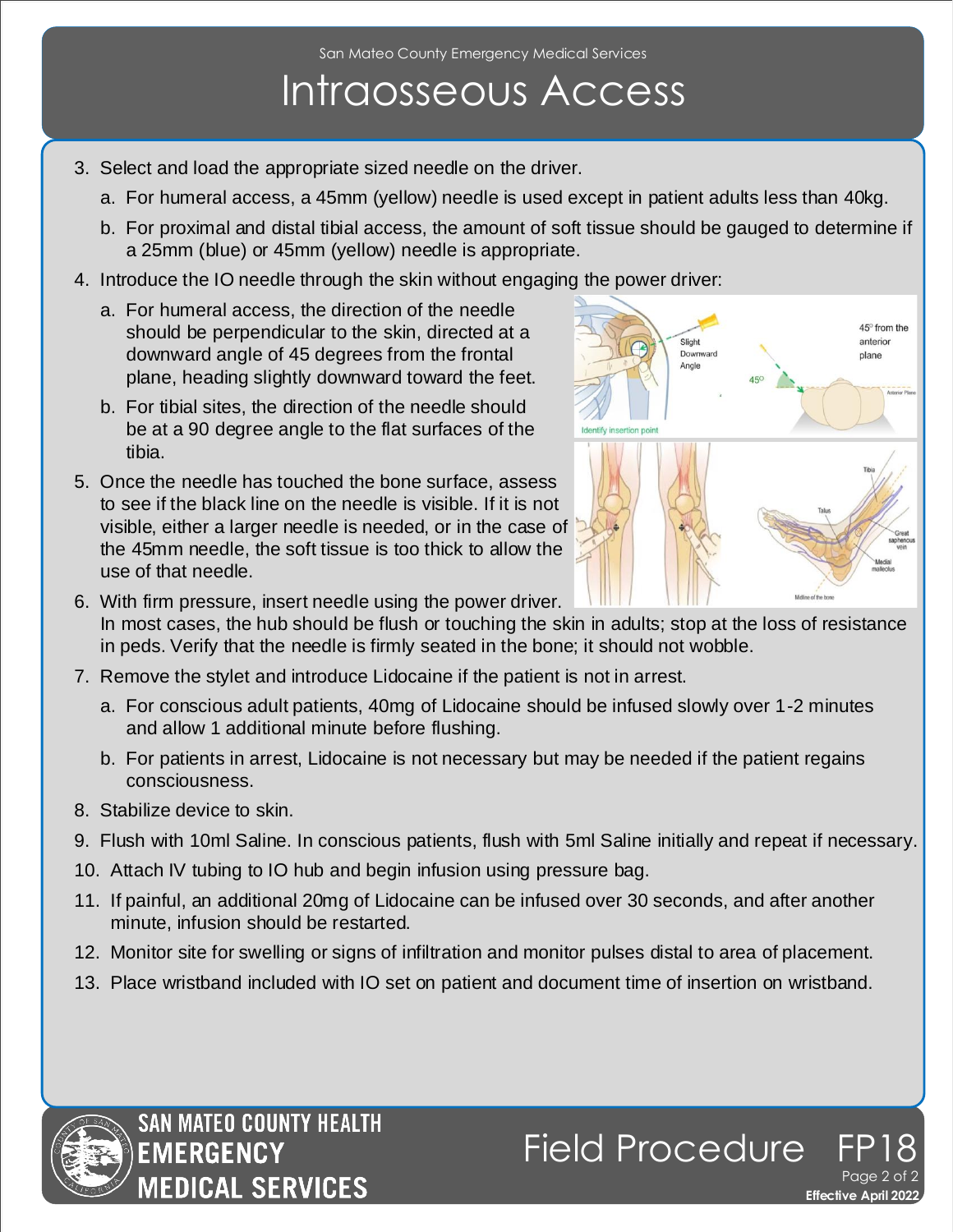# Intraosseous Access

3. Select and load the appropriate sized needle on the driver.
   a. For humeral access, a 45mm (yellow) needle is used except in patient adults less than 40kg.
   b. For proximal and distal tibial access, the amount of soft tissue should be gauged to determine if a 25mm (blue) or 45mm (yellow) needle is appropriate.
4. Introduce the IO needle through the skin without engaging the power driver:
   a. For humeral access, the direction of the needle should be perpendicular to the skin, directed at a downward angle of 45 degrees from the frontal plane, heading slightly downward toward the feet.
   b. For tibial sites, the direction of the needle should be at a 90 degree angle to the flat surfaces of the tibia.
5. Once the needle has touched the bone surface, assess to see if the black line on the needle is visible. If it is not visible, either a larger needle is needed, or in the case of the 45mm needle, the soft tissue is too thick to allow the use of that needle.
6. With firm pressure, insert needle using the power driver. In most cases, the hub should be flush or touching the skin in adults; stop at the loss of resistance in peds. Verify that the needle is firmly seated in the bone; it should not wobble.
7. Remove the stylet and introduce Lidocaine if the patient is not in arrest.
   a. For conscious adult patients, 40mg of Lidocaine should be infused slowly over 1-2 minutes and allow 1 additional minute before flushing.
   b. For patients in arrest, Lidocaine is not necessary but may be needed if the patient regains consciousness.
8. Stabilize device to skin.
9. Flush with 10ml Saline. In conscious patients, flush with 5ml Saline initially and repeat if necessary.
10. Attach IV tubing to IO hub and begin infusion using pressure bag.
11. If painful, an additional 20mg of Lidocaine can be infused over 30 seconds, and after another minute, infusion should be restarted.
12. Monitor site for swelling or signs of infiltration and monitor pulses distal to area of placement.
13. Place wristband included with IO set on patient and document time of insertion on wristband.